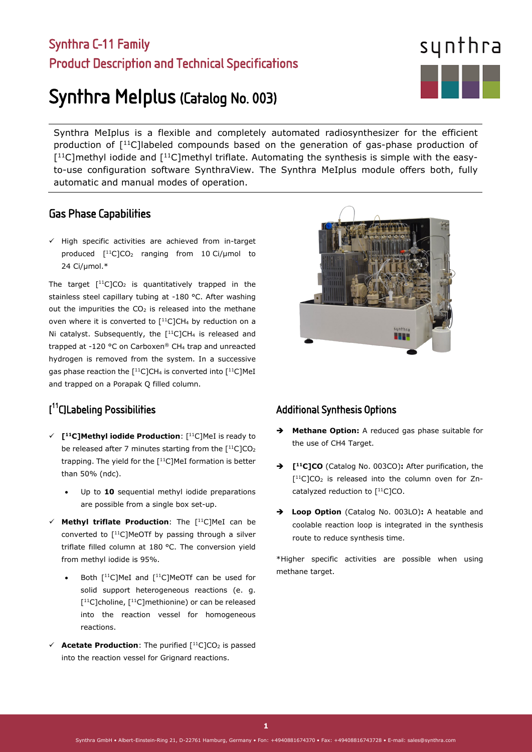# Synthra C-11 Family

## Product Description and Technical Specifications

# Synthra MeIplus (Catalog No. 003)

Synthra MeIplus is a flexible and completely automated radiosynthesizer for the efficient production of [$^{11}$C]labeled compounds based on the generation of gas-phase production of [$^{11}$C]methyl iodide and [$^{11}$C]methyl triflate. Automating the synthesis is simple with the easy-to-use configuration software SynthraView. The Synthra MeIplus module offers both, fully automatic and manual modes of operation.

## Gas Phase Capabilities

- ✓ High specific activities are achieved from in-target produced [$^{11}$C]$CO_2$ ranging from 10 Ci/µmol to 24 Ci/µmol.*

The target [$^{11}$C]$CO_2$ is quantitatively trapped in the stainless steel capillary tubing at -180 °C. After washing out the impurities the $CO_2$ is released into the methane oven where it is converted to [$^{11}$C]$CH_4$ by reduction on a Ni catalyst. Subsequently, the [$^{11}$C]$CH_4$ is released and trapped at -120 °C on Carboxen® $CH_4$ trap and unreacted hydrogen is removed from the system. In a successive gas phase reaction the [$^{11}$C]$CH_4$ is converted into [$^{11}$C]MeI and trapped on a Porapak Q filled column.

## [$^{11}$C]Labeling Possibilities

- ✓ **[$^{11}$C]Methyl iodide Production**: [$^{11}$C]MeI is ready to be released after 7 minutes starting from the [$^{11}$C]$CO_2$ trapping. The yield for the [$^{11}$C]MeI formation is better than 50% (ndc).
  - Up to **10** sequential methyl iodide preparations are possible from a single box set-up.
- ✓ **Methyl triflate Production**: The [$^{11}$C]MeI can be converted to [$^{11}$C]MeOTf by passing through a silver triflate filled column at 180 °C. The conversion yield from methyl iodide is 95%.
  - Both [$^{11}$C]MeI and [$^{11}$C]MeOTf can be used for solid support heterogeneous reactions (e. g. [$^{11}$C]choline, [$^{11}$C]methionine) or can be released into the reaction vessel for homogeneous reactions.
- ✓ **Acetate Production**: The purified [$^{11}$C]$CO_2$ is passed into the reaction vessel for Grignard reactions.

## Additional Synthesis Options

- ➔ **Methane Option:** A reduced gas phase suitable for the use of CH4 Target.
- ➔ **[$^{11}$C]CO** (Catalog No. 003CO)**:** After purification, the [$^{11}$C]$CO_2$ is released into the column oven for Zn-catalyzed reduction to [$^{11}$C]CO.
- ➔ **Loop Option** (Catalog No. 003LO)**:** A heatable and coolable reaction loop is integrated in the synthesis route to reduce synthesis time.

*Higher specific activities are possible when using methane target.

Synthra GmbH • Albert-Einstein-Ring 21, D-22761 Hamburg, Germany • Fon: +4940881674370 • Fax: +49408816743728 • E-mail: sales@synthra.com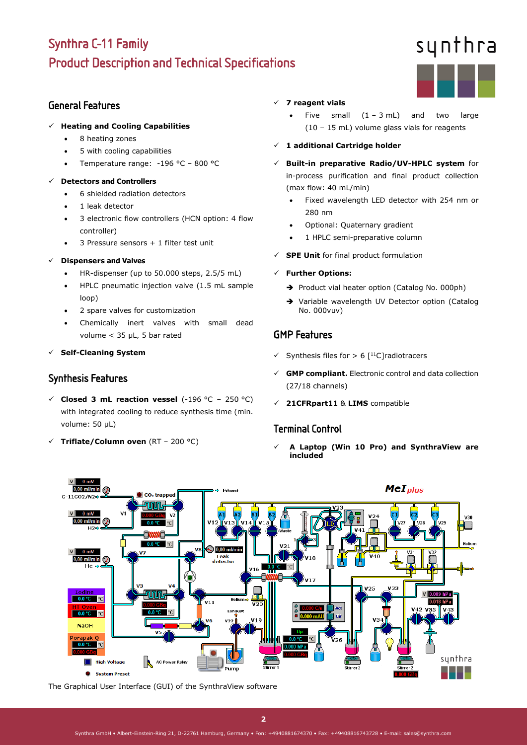# Synthra C-11 Family

## Product Description and Technical Specifications

## General Features

- ✓ **Heating and Cooling Capabilities**
  - 8 heating zones
  - 5 with cooling capabilities
  - Temperature range: -196 °C – 800 °C
- ✓ **Detectors and Controllers**
  - 6 shielded radiation detectors
  - 1 leak detector
  - 3 electronic flow controllers (HCN option: 4 flow controller)
  - 3 Pressure sensors + 1 filter test unit
- ✓ **Dispensers and Valves**
  - HR-dispenser (up to 50.000 steps, 2.5/5 mL)
  - HPLC pneumatic injection valve (1.5 mL sample loop)
  - 2 spare valves for customization
  - Chemically inert valves with small dead volume < 35 µL, 5 bar rated
- ✓ **Self-Cleaning System**

## Synthesis Features

- ✓ **Closed 3 mL reaction vessel** (-196 °C – 250 °C) with integrated cooling to reduce synthesis time (min. volume: 50 µL)
- ✓ **Triflate/Column oven** (RT – 200 °C)
- ✓ **7 reagent vials**
  - Five small (1 – 3 mL) and two large (10 – 15 mL) volume glass vials for reagents
- ✓ **1 additional Cartridge holder**
- ✓ **Built-in preparative Radio/UV-HPLC system** for in-process purification and final product collection (max flow: 40 mL/min)
  - Fixed wavelength LED detector with 254 nm or 280 nm
  - Optional: Quaternary gradient
  - 1 HPLC semi-preparative column
- ✓ **SPE Unit** for final product formulation
- ✓ **Further Options:**
  - ➔ Product vial heater option (Catalog No. 000ph)
  - ➔ Variable wavelength UV Detector option (Catalog No. 000vuv)

## GMP Features

- ✓ Synthesis files for > 6 [$^{11}$C]radiotracers
- ✓ **GMP compliant.** Electronic control and data collection (27/18 channels)
- ✓ **21CFRpart11** & **LIMS** compatible

## Terminal Control

- ✓ **A Laptop (Win 10 Pro) and SynthraView are included**

The Graphical User Interface (GUI) of the SynthraView software